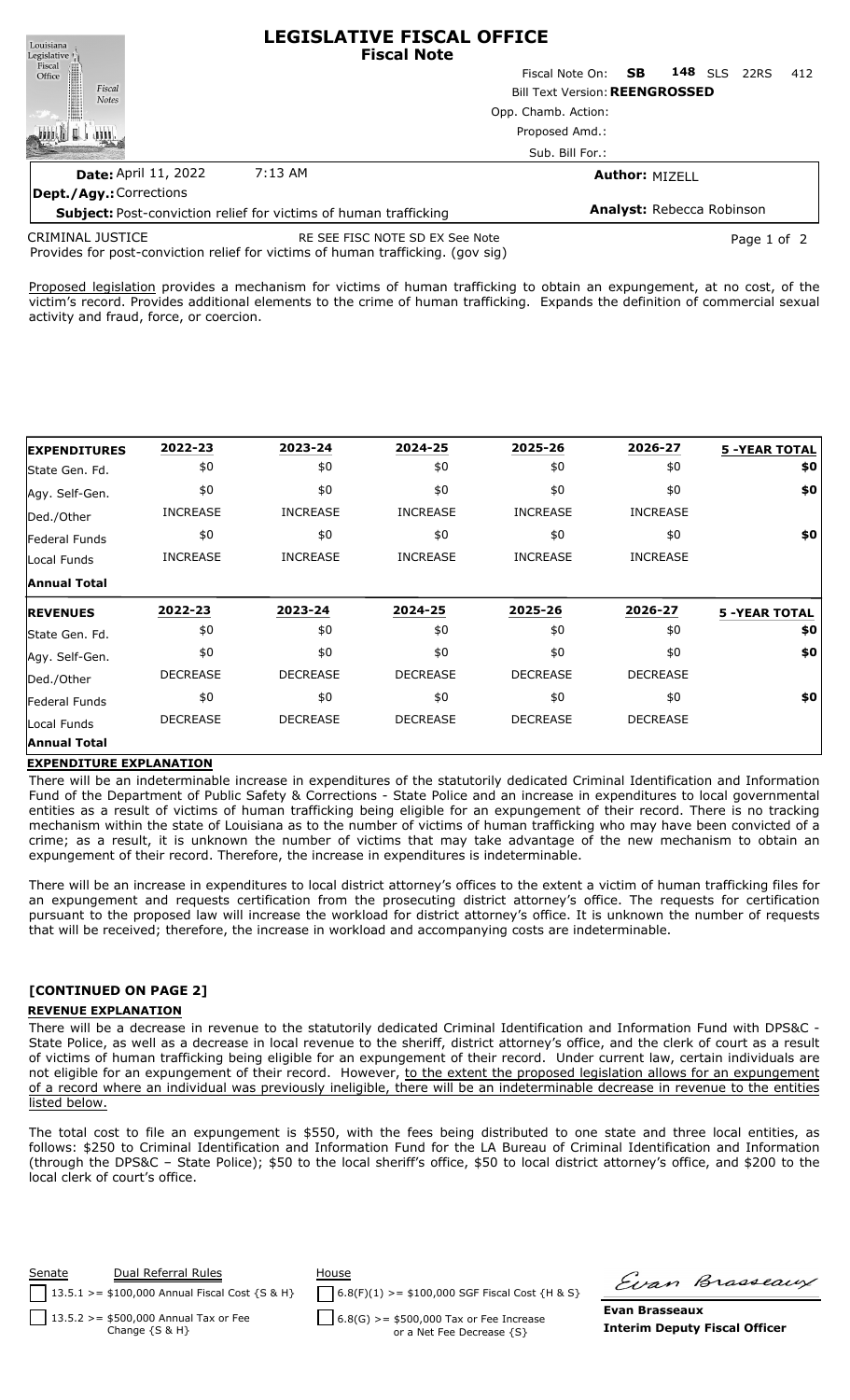# LEGISLATIVE FISCAL OFFICE
## Fiscal Note

Fiscal Note On: **SB 148** SLS 22RS 412

Bill Text Version: **REENGROSSED**

Opp. Chamb. Action:

Proposed Amd.:

Sub. Bill For.:

**Date:** April 11, 2022 7:13 AM

**Author:** MIZELL

**Dept./Agy.:** Corrections

**Subject:** Post-conviction relief for victims of human trafficking

**Analyst:** Rebecca Robinson

CRIMINAL JUSTICE RE SEE FISC NOTE SD EX See Note

Provides for post-conviction relief for victims of human trafficking. (gov sig)

Proposed legislation provides a mechanism for victims of human trafficking to obtain an expungement, at no cost, of the victim's record. Provides additional elements to the crime of human trafficking. Expands the definition of commercial sexual activity and fraud, force, or coercion.

| EXPENDITURES | 2022-23 | 2023-24 | 2024-25 | 2025-26 | 2026-27 | 5 -YEAR TOTAL |
|---|---|---|---|---|---|---|
| State Gen. Fd. | $0 | $0 | $0 | $0 | $0 | $0 |
| Agy. Self-Gen. | $0 | $0 | $0 | $0 | $0 | $0 |
| Ded./Other | INCREASE | INCREASE | INCREASE | INCREASE | INCREASE | |
| Federal Funds | $0 | $0 | $0 | $0 | $0 | $0 |
| Local Funds | INCREASE | INCREASE | INCREASE | INCREASE | INCREASE | |
| Annual Total | | | | | | |

| REVENUES | 2022-23 | 2023-24 | 2024-25 | 2025-26 | 2026-27 | 5 -YEAR TOTAL |
|---|---|---|---|---|---|---|
| State Gen. Fd. | $0 | $0 | $0 | $0 | $0 | $0 |
| Agy. Self-Gen. | $0 | $0 | $0 | $0 | $0 | $0 |
| Ded./Other | DECREASE | DECREASE | DECREASE | DECREASE | DECREASE | |
| Federal Funds | $0 | $0 | $0 | $0 | $0 | $0 |
| Local Funds | DECREASE | DECREASE | DECREASE | DECREASE | DECREASE | |
| Annual Total | | | | | | |

### EXPENDITURE EXPLANATION

There will be an indeterminable increase in expenditures of the statutorily dedicated Criminal Identification and Information Fund of the Department of Public Safety & Corrections - State Police and an increase in expenditures to local governmental entities as a result of victims of human trafficking being eligible for an expungement of their record. There is no tracking mechanism within the state of Louisiana as to the number of victims of human trafficking who may have been convicted of a crime; as a result, it is unknown the number of victims that may take advantage of the new mechanism to obtain an expungement of their record. Therefore, the increase in expenditures is indeterminable.

There will be an increase in expenditures to local district attorney's offices to the extent a victim of human trafficking files for an expungement and requests certification from the prosecuting district attorney's office. The requests for certification pursuant to the proposed law will increase the workload for district attorney's office. It is unknown the number of requests that will be received; therefore, the increase in workload and accompanying costs are indeterminable.

**[CONTINUED ON PAGE 2]**

### REVENUE EXPLANATION

There will be a decrease in revenue to the statutorily dedicated Criminal Identification and Information Fund with DPS&C - State Police, as well as a decrease in local revenue to the sheriff, district attorney's office, and the clerk of court as a result of victims of human trafficking being eligible for an expungement of their record. Under current law, certain individuals are not eligible for an expungement of their record. However, to the extent the proposed legislation allows for an expungement of a record where an individual was previously ineligible, there will be an indeterminable decrease in revenue to the entities listed below.

The total cost to file an expungement is $550, with the fees being distributed to one state and three local entities, as follows: $250 to Criminal Identification and Information Fund for the LA Bureau of Criminal Identification and Information (through the DPS&C – State Police); $50 to the local sheriff's office, $50 to local district attorney's office, and $200 to the local clerk of court's office.

| Senate | Dual Referral Rules | House |
|---|---|---|
| ☐ 13.5.1 >= $100,000 Annual Fiscal Cost {S & H} | | ☐ 6.8(F)(1) >= $100,000 SGF Fiscal Cost {H & S} |
| ☐ 13.5.2 >= $500,000 Annual Tax or Fee Change {S & H} | | ☐ 6.8(G) >= $500,000 Tax or Fee Increase or a Net Fee Decrease {S} |

**Evan Brasseaux**
**Interim Deputy Fiscal Officer**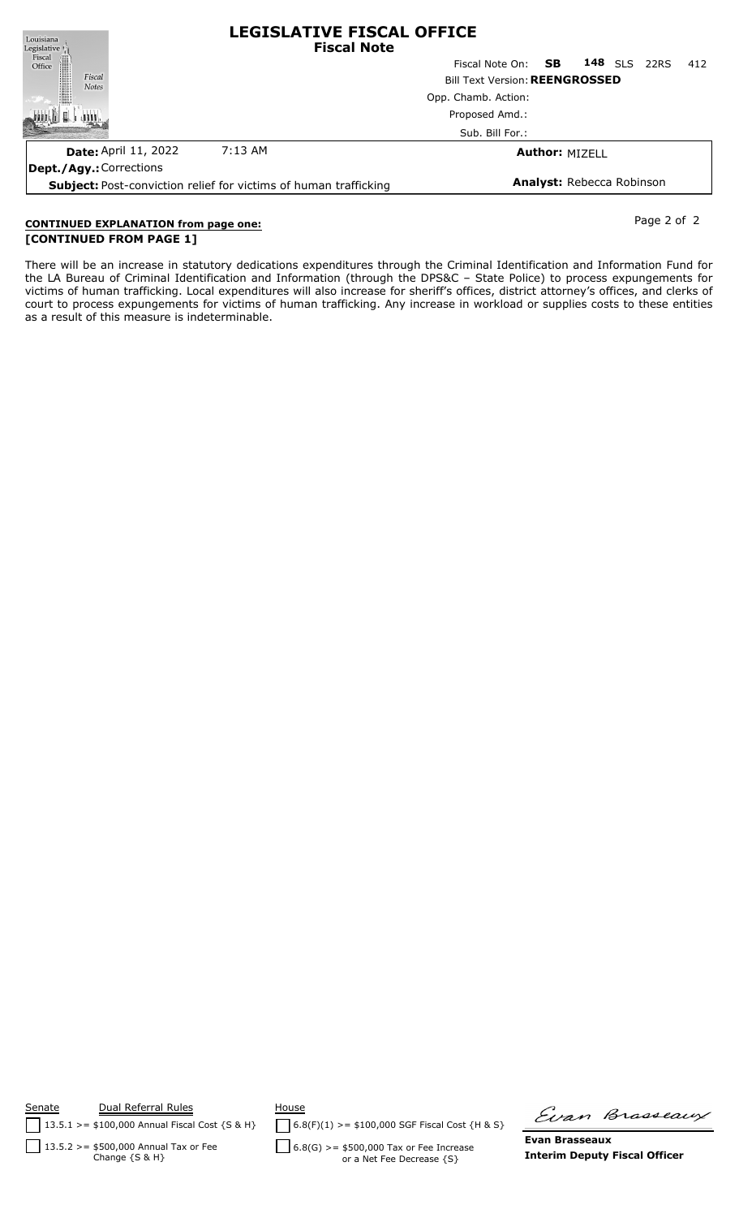# LEGISLATIVE FISCAL OFFICE
## Fiscal Note

Fiscal Note On: **SB 148** SLS 22RS 412

Bill Text Version: **REENGROSSED**

Opp. Chamb. Action:

Proposed Amd.:

Sub. Bill For.:

**Date:** April 11, 2022 7:13 AM

**Author:** MIZELL

**Dept./Agy.:** Corrections

**Subject:** Post-conviction relief for victims of human trafficking

**Analyst:** Rebecca Robinson

**CONTINUED EXPLANATION from page one:**
**[CONTINUED FROM PAGE 1]**

There will be an increase in statutory dedications expenditures through the Criminal Identification and Information Fund for the LA Bureau of Criminal Identification and Information (through the DPS&C – State Police) to process expungements for victims of human trafficking. Local expenditures will also increase for sheriff's offices, district attorney's offices, and clerks of court to process expungements for victims of human trafficking. Any increase in workload or supplies costs to these entities as a result of this measure is indeterminable.

| Senate | Dual Referral Rules | House |
|---|---|---|
| ☐ 13.5.1 >= $100,000 Annual Fiscal Cost {S & H} | | ☐ 6.8(F)(1) >= $100,000 SGF Fiscal Cost {H & S} |
| ☐ 13.5.2 >= $500,000 Annual Tax or Fee Change {S & H} | | ☐ 6.8(G) >= $500,000 Tax or Fee Increase or a Net Fee Decrease {S} |

Evan Brasseaux

**Evan Brasseaux**
**Interim Deputy Fiscal Officer**